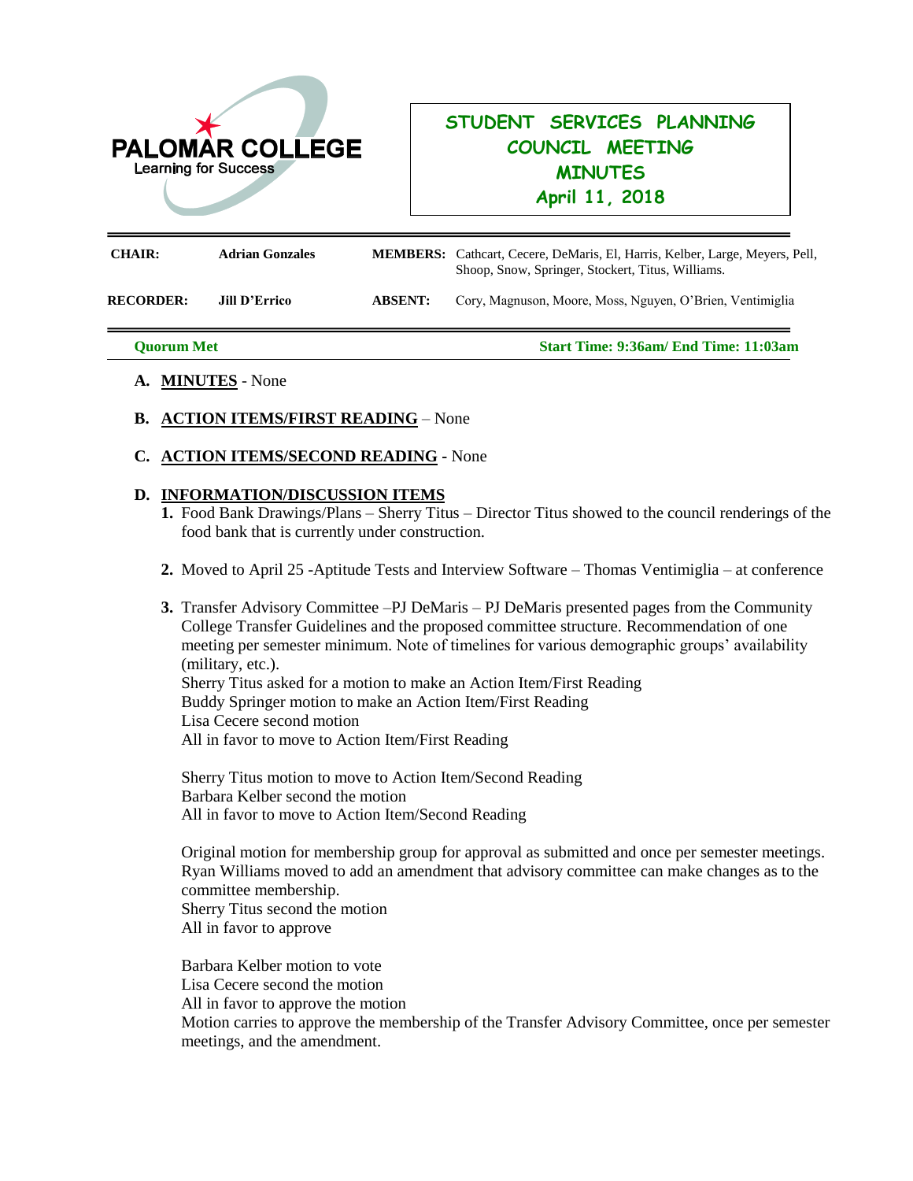PALOMAR COLLEGE
Learning for Success

# STUDENT SERVICES PLANNING COUNCIL MEETING MINUTES
## April 11, 2018

| | | | |
|---|---|---|---|
| **CHAIR:** | **Adrian Gonzales** | **MEMBERS:** | Cathcart, Cecere, DeMaris, El, Harris, Kelber, Large, Meyers, Pell, Shoop, Snow, Springer, Stockert, Titus, Williams. |
| **RECORDER:** | **Jill D'Errico** | **ABSENT:** | Cory, Magnuson, Moore, Moss, Nguyen, O'Brien, Ventimiglia |

**Quorum Met** — **Start Time: 9:36am/ End Time: 11:03am**

**A. MINUTES** - None

**B. ACTION ITEMS/FIRST READING** – None

**C. ACTION ITEMS/SECOND READING** - None

**D. INFORMATION/DISCUSSION ITEMS**

1. Food Bank Drawings/Plans – Sherry Titus – Director Titus showed to the council renderings of the food bank that is currently under construction.

2. Moved to April 25 -Aptitude Tests and Interview Software – Thomas Ventimiglia – at conference

3. Transfer Advisory Committee –PJ DeMaris – PJ DeMaris presented pages from the Community College Transfer Guidelines and the proposed committee structure. Recommendation of one meeting per semester minimum. Note of timelines for various demographic groups' availability (military, etc.).
   Sherry Titus asked for a motion to make an Action Item/First Reading
   Buddy Springer motion to make an Action Item/First Reading
   Lisa Cecere second motion
   All in favor to move to Action Item/First Reading

   Sherry Titus motion to move to Action Item/Second Reading
   Barbara Kelber second the motion
   All in favor to move to Action Item/Second Reading

   Original motion for membership group for approval as submitted and once per semester meetings. Ryan Williams moved to add an amendment that advisory committee can make changes as to the committee membership.
   Sherry Titus second the motion
   All in favor to approve

   Barbara Kelber motion to vote
   Lisa Cecere second the motion
   All in favor to approve the motion
   Motion carries to approve the membership of the Transfer Advisory Committee, once per semester meetings, and the amendment.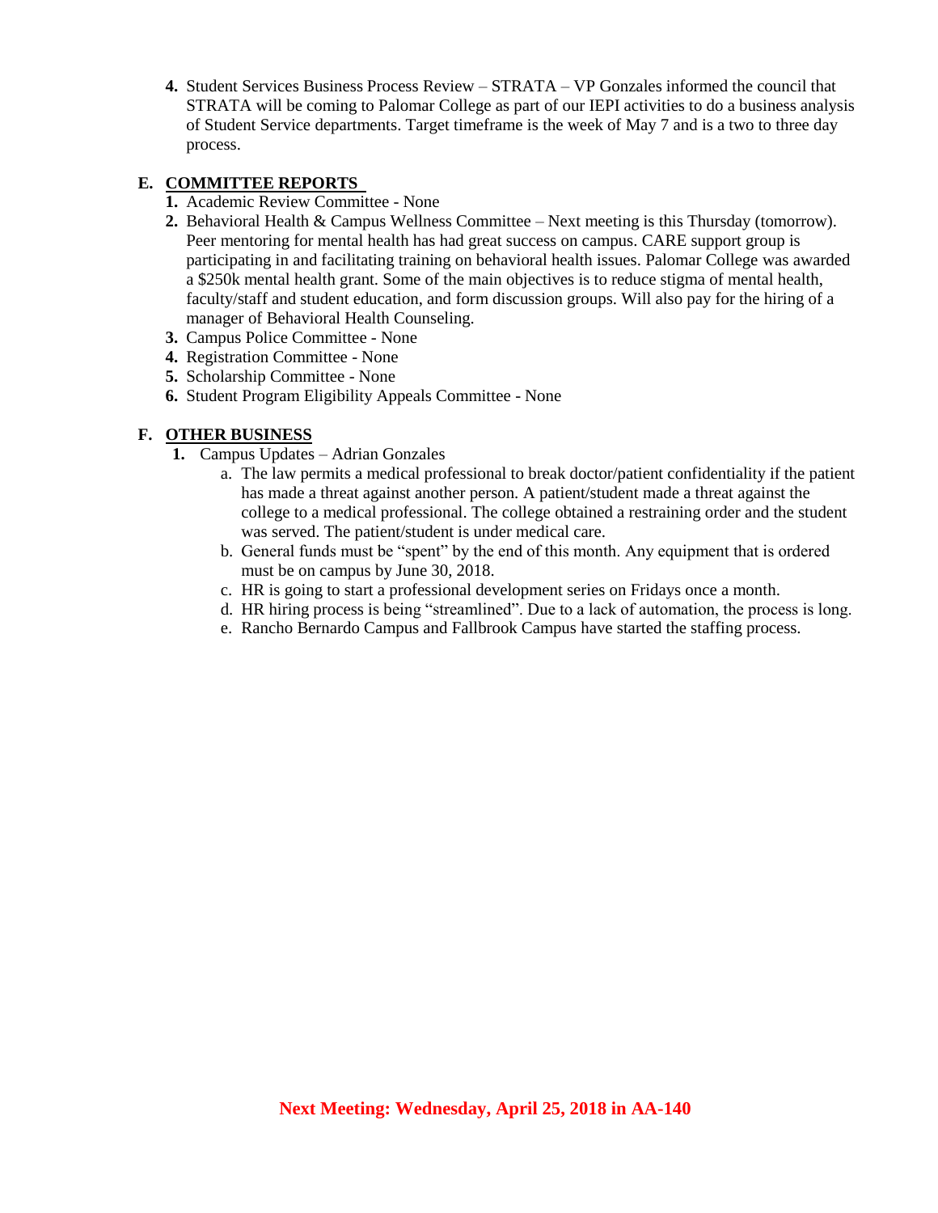4. **4.** Student Services Business Process Review – STRATA – VP Gonzales informed the council that STRATA will be coming to Palomar College as part of our IEPI activities to do a business analysis of Student Service departments. Target timeframe is the week of May 7 and is a two to three day process.

## E. COMMITTEE REPORTS

1. Academic Review Committee - None
2. Behavioral Health & Campus Wellness Committee – Next meeting is this Thursday (tomorrow). Peer mentoring for mental health has had great success on campus. CARE support group is participating in and facilitating training on behavioral health issues. Palomar College was awarded a $250k mental health grant. Some of the main objectives is to reduce stigma of mental health, faculty/staff and student education, and form discussion groups. Will also pay for the hiring of a manager of Behavioral Health Counseling.
3. Campus Police Committee - None
4. Registration Committee - None
5. Scholarship Committee - None
6. Student Program Eligibility Appeals Committee - None

## F. OTHER BUSINESS

1. Campus Updates – Adrian Gonzales
   a. The law permits a medical professional to break doctor/patient confidentiality if the patient has made a threat against another person. A patient/student made a threat against the college to a medical professional. The college obtained a restraining order and the student was served. The patient/student is under medical care.
   b. General funds must be "spent" by the end of this month. Any equipment that is ordered must be on campus by June 30, 2018.
   c. HR is going to start a professional development series on Fridays once a month.
   d. HR hiring process is being "streamlined". Due to a lack of automation, the process is long.
   e. Rancho Bernardo Campus and Fallbrook Campus have started the staffing process.

**Next Meeting: Wednesday, April 25, 2018 in AA-140**